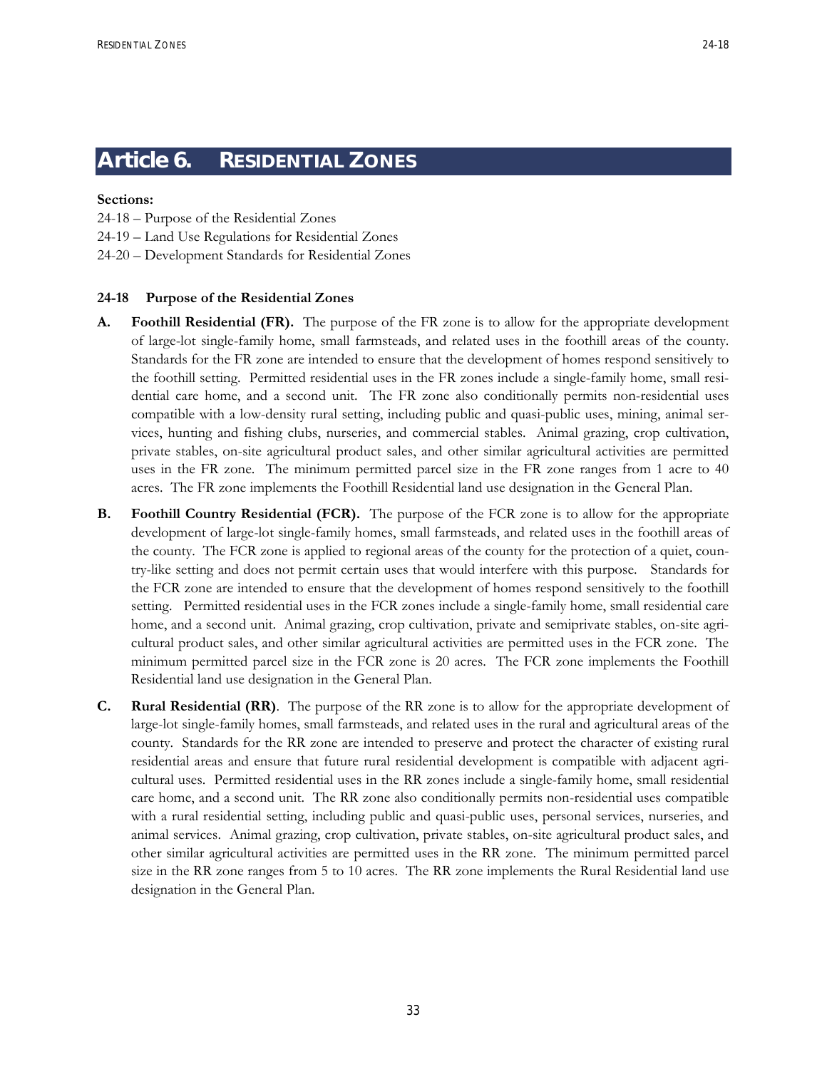# Article 6. RESIDENTIAL ZONES

**Sections:**

24-18 – Purpose of the Residential Zones
24-19 – Land Use Regulations for Residential Zones
24-20 – Development Standards for Residential Zones

### 24-18 Purpose of the Residential Zones

**A. Foothill Residential (FR).** The purpose of the FR zone is to allow for the appropriate development of large-lot single-family home, small farmsteads, and related uses in the foothill areas of the county. Standards for the FR zone are intended to ensure that the development of homes respond sensitively to the foothill setting. Permitted residential uses in the FR zones include a single-family home, small residential care home, and a second unit. The FR zone also conditionally permits non-residential uses compatible with a low-density rural setting, including public and quasi-public uses, mining, animal services, hunting and fishing clubs, nurseries, and commercial stables. Animal grazing, crop cultivation, private stables, on-site agricultural product sales, and other similar agricultural activities are permitted uses in the FR zone. The minimum permitted parcel size in the FR zone ranges from 1 acre to 40 acres. The FR zone implements the Foothill Residential land use designation in the General Plan.

**B. Foothill Country Residential (FCR).** The purpose of the FCR zone is to allow for the appropriate development of large-lot single-family homes, small farmsteads, and related uses in the foothill areas of the county. The FCR zone is applied to regional areas of the county for the protection of a quiet, country-like setting and does not permit certain uses that would interfere with this purpose. Standards for the FCR zone are intended to ensure that the development of homes respond sensitively to the foothill setting. Permitted residential uses in the FCR zones include a single-family home, small residential care home, and a second unit. Animal grazing, crop cultivation, private and semiprivate stables, on-site agricultural product sales, and other similar agricultural activities are permitted uses in the FCR zone. The minimum permitted parcel size in the FCR zone is 20 acres. The FCR zone implements the Foothill Residential land use designation in the General Plan.

**C. Rural Residential (RR)**. The purpose of the RR zone is to allow for the appropriate development of large-lot single-family homes, small farmsteads, and related uses in the rural and agricultural areas of the county. Standards for the RR zone are intended to preserve and protect the character of existing rural residential areas and ensure that future rural residential development is compatible with adjacent agricultural uses. Permitted residential uses in the RR zones include a single-family home, small residential care home, and a second unit. The RR zone also conditionally permits non-residential uses compatible with a rural residential setting, including public and quasi-public uses, personal services, nurseries, and animal services. Animal grazing, crop cultivation, private stables, on-site agricultural product sales, and other similar agricultural activities are permitted uses in the RR zone. The minimum permitted parcel size in the RR zone ranges from 5 to 10 acres. The RR zone implements the Rural Residential land use designation in the General Plan.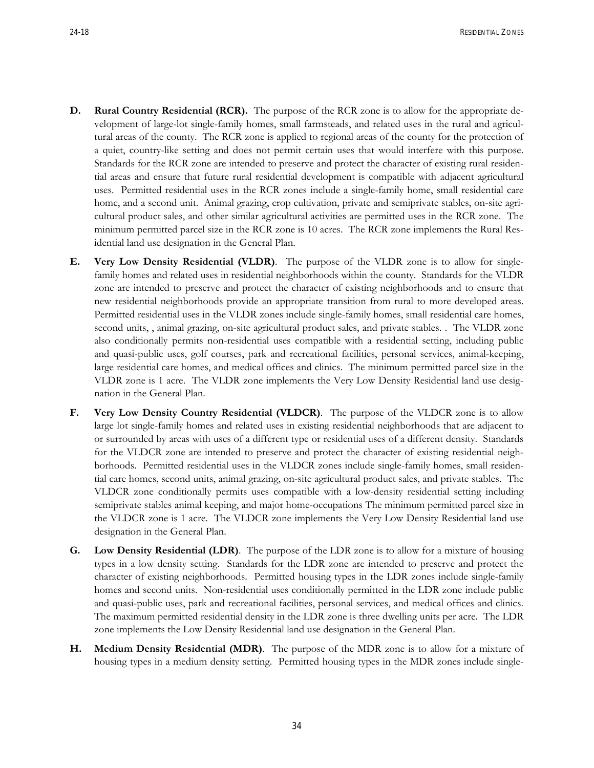**D. Rural Country Residential (RCR).** The purpose of the RCR zone is to allow for the appropriate development of large-lot single-family homes, small farmsteads, and related uses in the rural and agricultural areas of the county. The RCR zone is applied to regional areas of the county for the protection of a quiet, country-like setting and does not permit certain uses that would interfere with this purpose. Standards for the RCR zone are intended to preserve and protect the character of existing rural residential areas and ensure that future rural residential development is compatible with adjacent agricultural uses. Permitted residential uses in the RCR zones include a single-family home, small residential care home, and a second unit. Animal grazing, crop cultivation, private and semiprivate stables, on-site agricultural product sales, and other similar agricultural activities are permitted uses in the RCR zone. The minimum permitted parcel size in the RCR zone is 10 acres. The RCR zone implements the Rural Residential land use designation in the General Plan.

**E. Very Low Density Residential (VLDR)**. The purpose of the VLDR zone is to allow for single-family homes and related uses in residential neighborhoods within the county. Standards for the VLDR zone are intended to preserve and protect the character of existing neighborhoods and to ensure that new residential neighborhoods provide an appropriate transition from rural to more developed areas. Permitted residential uses in the VLDR zones include single-family homes, small residential care homes, second units, , animal grazing, on-site agricultural product sales, and private stables. . The VLDR zone also conditionally permits non-residential uses compatible with a residential setting, including public and quasi-public uses, golf courses, park and recreational facilities, personal services, animal-keeping, large residential care homes, and medical offices and clinics. The minimum permitted parcel size in the VLDR zone is 1 acre. The VLDR zone implements the Very Low Density Residential land use designation in the General Plan.

**F. Very Low Density Country Residential (VLDCR)**. The purpose of the VLDCR zone is to allow large lot single-family homes and related uses in existing residential neighborhoods that are adjacent to or surrounded by areas with uses of a different type or residential uses of a different density. Standards for the VLDCR zone are intended to preserve and protect the character of existing residential neighborhoods. Permitted residential uses in the VLDCR zones include single-family homes, small residential care homes, second units, animal grazing, on-site agricultural product sales, and private stables. The VLDCR zone conditionally permits uses compatible with a low-density residential setting including semiprivate stables animal keeping, and major home-occupations The minimum permitted parcel size in the VLDCR zone is 1 acre. The VLDCR zone implements the Very Low Density Residential land use designation in the General Plan.

**G. Low Density Residential (LDR)**. The purpose of the LDR zone is to allow for a mixture of housing types in a low density setting. Standards for the LDR zone are intended to preserve and protect the character of existing neighborhoods. Permitted housing types in the LDR zones include single-family homes and second units. Non-residential uses conditionally permitted in the LDR zone include public and quasi-public uses, park and recreational facilities, personal services, and medical offices and clinics. The maximum permitted residential density in the LDR zone is three dwelling units per acre. The LDR zone implements the Low Density Residential land use designation in the General Plan.

**H. Medium Density Residential (MDR)**. The purpose of the MDR zone is to allow for a mixture of housing types in a medium density setting. Permitted housing types in the MDR zones include single-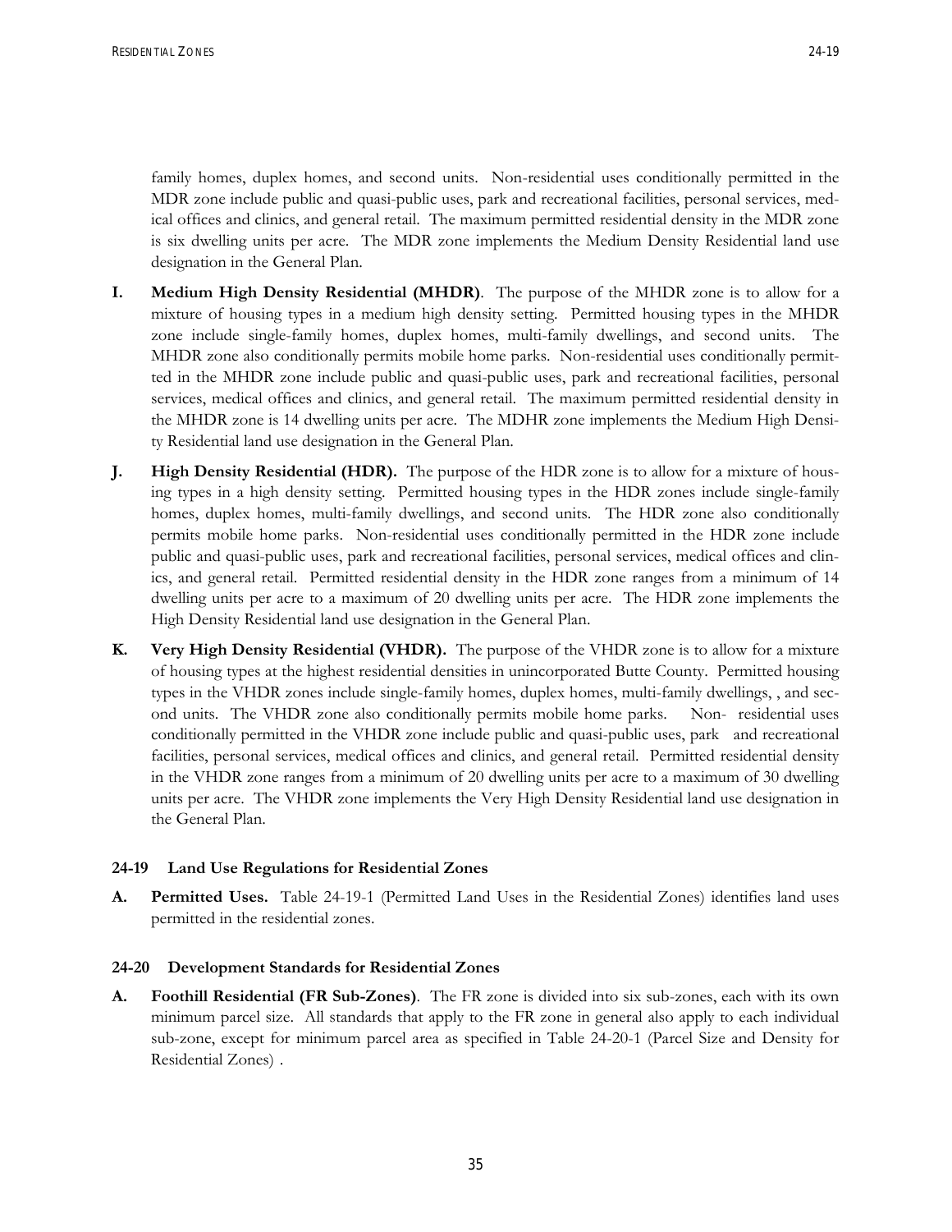family homes, duplex homes, and second units. Non-residential uses conditionally permitted in the MDR zone include public and quasi-public uses, park and recreational facilities, personal services, medical offices and clinics, and general retail. The maximum permitted residential density in the MDR zone is six dwelling units per acre. The MDR zone implements the Medium Density Residential land use designation in the General Plan.

**I. Medium High Density Residential (MHDR)**. The purpose of the MHDR zone is to allow for a mixture of housing types in a medium high density setting. Permitted housing types in the MHDR zone include single-family homes, duplex homes, multi-family dwellings, and second units. The MHDR zone also conditionally permits mobile home parks. Non-residential uses conditionally permitted in the MHDR zone include public and quasi-public uses, park and recreational facilities, personal services, medical offices and clinics, and general retail. The maximum permitted residential density in the MHDR zone is 14 dwelling units per acre. The MDHR zone implements the Medium High Density Residential land use designation in the General Plan.

**J. High Density Residential (HDR).** The purpose of the HDR zone is to allow for a mixture of housing types in a high density setting. Permitted housing types in the HDR zones include single-family homes, duplex homes, multi-family dwellings, and second units. The HDR zone also conditionally permits mobile home parks. Non-residential uses conditionally permitted in the HDR zone include public and quasi-public uses, park and recreational facilities, personal services, medical offices and clinics, and general retail. Permitted residential density in the HDR zone ranges from a minimum of 14 dwelling units per acre to a maximum of 20 dwelling units per acre. The HDR zone implements the High Density Residential land use designation in the General Plan.

**K. Very High Density Residential (VHDR).** The purpose of the VHDR zone is to allow for a mixture of housing types at the highest residential densities in unincorporated Butte County. Permitted housing types in the VHDR zones include single-family homes, duplex homes, multi-family dwellings, , and second units. The VHDR zone also conditionally permits mobile home parks. Non- residential uses conditionally permitted in the VHDR zone include public and quasi-public uses, park and recreational facilities, personal services, medical offices and clinics, and general retail. Permitted residential density in the VHDR zone ranges from a minimum of 20 dwelling units per acre to a maximum of 30 dwelling units per acre. The VHDR zone implements the Very High Density Residential land use designation in the General Plan.

### 24-19 Land Use Regulations for Residential Zones

**A. Permitted Uses.** Table 24-19-1 (Permitted Land Uses in the Residential Zones) identifies land uses permitted in the residential zones.

### 24-20 Development Standards for Residential Zones

**A. Foothill Residential (FR Sub-Zones)**. The FR zone is divided into six sub-zones, each with its own minimum parcel size. All standards that apply to the FR zone in general also apply to each individual sub-zone, except for minimum parcel area as specified in Table 24-20-1 (Parcel Size and Density for Residential Zones) .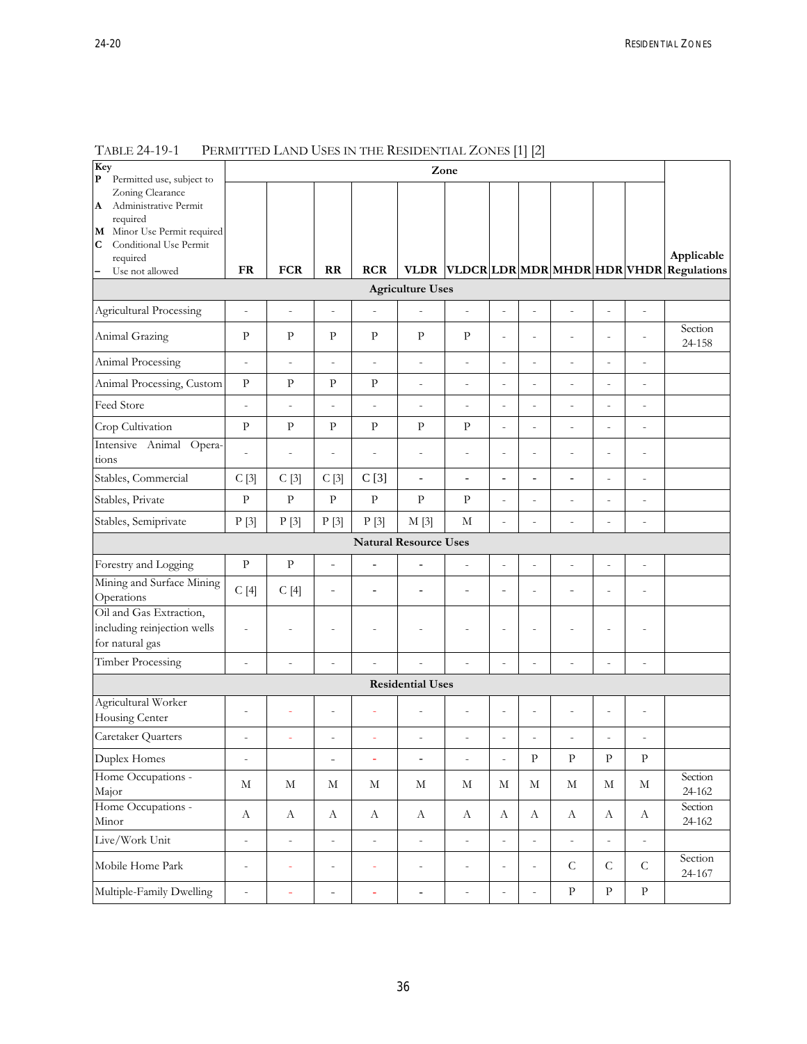TABLE 24-19-1 PERMITTED LAND USES IN THE RESIDENTIAL ZONES [1] [2]

| Key<br>**P** Permitted use, subject to Zoning Clearance<br>**A** Administrative Permit required<br>**M** Minor Use Permit required<br>**C** Conditional Use Permit required<br>**–** Use not allowed | Zone | | | | | | | | | | | |
|---|---|---|---|---|---|---|---|---|---|---|---|---|
| | **FR** | **FCR** | **RR** | **RCR** | **VLDR** | **VLDCR** | **LDR** | **MDR** | **MHDR** | **HDR** | **VHDR** | **Applicable Regulations** |
| **Agriculture Uses** | | | | | | | | | | | | |
| Agricultural Processing | - | - | - | - | - | - | - | - | - | - | - | |
| Animal Grazing | P | P | P | P | P | P | - | - | - | - | - | Section 24-158 |
| Animal Processing | - | - | - | - | - | - | - | - | - | - | - | |
| Animal Processing, Custom | P | P | P | P | - | - | - | - | - | - | - | |
| Feed Store | - | - | - | - | - | - | - | - | - | - | - | |
| Crop Cultivation | P | P | P | P | P | P | - | - | - | - | - | |
| Intensive Animal Operations | - | - | - | - | - | - | - | - | - | - | - | |
| Stables, Commercial | C [3] | C [3] | C [3] | C [3] | - | - | - | - | - | - | - | |
| Stables, Private | P | P | P | P | P | P | - | - | - | - | - | |
| Stables, Semiprivate | P [3] | P [3] | P [3] | P [3] | M [3] | M | - | - | - | - | - | |
| **Natural Resource Uses** | | | | | | | | | | | | |
| Forestry and Logging | P | P | - | - | - | - | - | - | - | - | - | |
| Mining and Surface Mining Operations | C [4] | C [4] | - | - | - | - | - | - | - | - | - | |
| Oil and Gas Extraction, including reinjection wells for natural gas | - | - | - | - | - | - | - | - | - | - | - | |
| Timber Processing | - | - | - | - | - | - | - | - | - | - | - | |
| **Residential Uses** | | | | | | | | | | | | |
| Agricultural Worker Housing Center | - | - | - | - | - | - | - | - | - | - | - | |
| Caretaker Quarters | - | - | - | - | - | - | - | - | - | - | - | |
| Duplex Homes | - | | - | - | - | - | - | P | P | P | P | |
| Home Occupations - Major | M | M | M | M | M | M | M | M | M | M | M | Section 24-162 |
| Home Occupations - Minor | A | A | A | A | A | A | A | A | A | A | A | Section 24-162 |
| Live/Work Unit | - | - | - | - | - | - | - | - | - | - | - | |
| Mobile Home Park | - | - | - | - | - | - | - | - | C | C | C | Section 24-167 |
| Multiple-Family Dwelling | - | - | - | - | - | - | - | - | P | P | P | |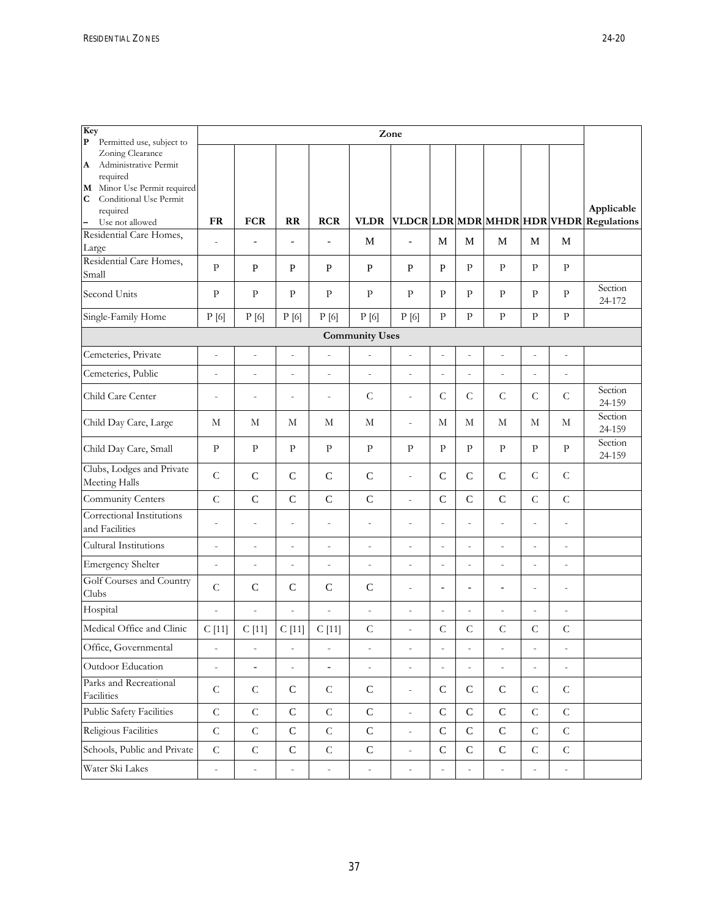| Key<br>P Permitted use, subject to Zoning Clearance<br>A Administrative Permit required<br>M Minor Use Permit required<br>C Conditional Use Permit required<br>– Use not allowed | Zone | | | | | | | | | | | Applicable Regulations |
|---|---|---|---|---|---|---|---|---|---|---|---|---|
| | FR | FCR | RR | RCR | VLDR | VLDCR | LDR | MDR | MHDR | HDR | VHDR | |
| Residential Care Homes, Large | - | - | - | - | M | - | M | M | M | M | M | |
| Residential Care Homes, Small | P | P | P | P | P | P | P | P | P | P | P | |
| Second Units | P | P | P | P | P | P | P | P | P | P | P | Section 24-172 |
| Single-Family Home | P [6] | P [6] | P [6] | P [6] | P [6] | P [6] | P | P | P | P | P | |
| **Community Uses** | | | | | | | | | | | | |
| Cemeteries, Private | - | - | - | - | - | - | - | - | - | - | - | |
| Cemeteries, Public | - | - | - | - | - | - | - | - | - | - | - | |
| Child Care Center | - | - | - | - | C | - | C | C | C | C | C | Section 24-159 |
| Child Day Care, Large | M | M | M | M | M | - | M | M | M | M | M | Section 24-159 |
| Child Day Care, Small | P | P | P | P | P | P | P | P | P | P | P | Section 24-159 |
| Clubs, Lodges and Private Meeting Halls | C | C | C | C | C | - | C | C | C | C | C | |
| Community Centers | C | C | C | C | C | - | C | C | C | C | C | |
| Correctional Institutions and Facilities | - | - | - | - | - | - | - | - | - | - | - | |
| Cultural Institutions | - | - | - | - | - | - | - | - | - | - | - | |
| Emergency Shelter | - | - | - | - | - | - | - | - | - | - | - | |
| Golf Courses and Country Clubs | C | C | C | C | C | - | - | - | - | - | - | |
| Hospital | - | - | - | - | - | - | - | - | - | - | - | |
| Medical Office and Clinic | C [11] | C [11] | C [11] | C [11] | C | - | C | C | C | C | C | |
| Office, Governmental | - | - | - | - | - | - | - | - | - | - | - | |
| Outdoor Education | - | - | - | - | - | - | - | - | - | - | - | |
| Parks and Recreational Facilities | C | C | C | C | C | - | C | C | C | C | C | |
| Public Safety Facilities | C | C | C | C | C | - | C | C | C | C | C | |
| Religious Facilities | C | C | C | C | C | - | C | C | C | C | C | |
| Schools, Public and Private | C | C | C | C | C | - | C | C | C | C | C | |
| Water Ski Lakes | - | - | - | - | - | - | - | - | - | - | - | |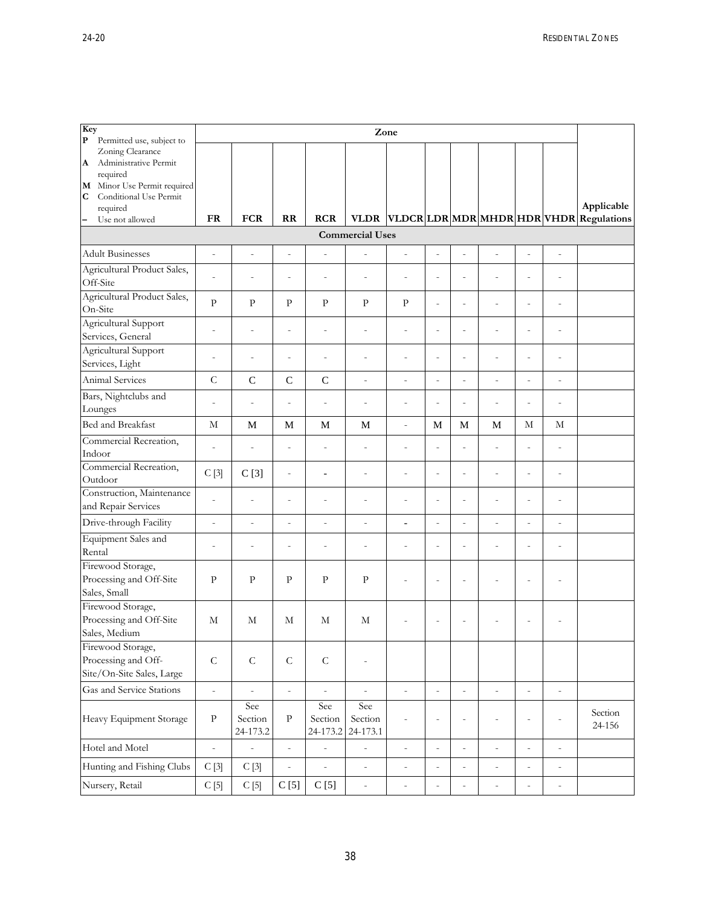| Key<br>P Permitted use, subject to Zoning Clearance<br>A Administrative Permit required<br>M Minor Use Permit required<br>C Conditional Use Permit required<br>– Use not allowed | Zone | | | | | | | | | | | Applicable Regulations |
|---|---|---|---|---|---|---|---|---|---|---|---|---|
| | FR | FCR | RR | RCR | VLDR | VLDCR | LDR | MDR | MHDR | HDR | VHDR | |
| **Commercial Uses** | | | | | | | | | | | | |
| Adult Businesses | - | - | - | - | - | - | - | - | - | - | - | |
| Agricultural Product Sales, Off-Site | - | - | - | - | - | - | - | - | - | - | - | |
| Agricultural Product Sales, On-Site | P | P | P | P | P | P | - | - | - | - | - | |
| Agricultural Support Services, General | - | - | - | - | - | - | - | - | - | - | - | |
| Agricultural Support Services, Light | - | - | - | - | - | - | - | - | - | - | - | |
| Animal Services | C | C | C | C | - | - | - | - | - | - | - | |
| Bars, Nightclubs and Lounges | - | - | - | - | - | - | - | - | - | - | - | |
| Bed and Breakfast | M | M | M | M | M | - | M | M | M | M | M | |
| Commercial Recreation, Indoor | - | - | - | - | - | - | - | - | - | - | - | |
| Commercial Recreation, Outdoor | C [3] | C [3] | - | - | - | - | - | - | - | - | - | |
| Construction, Maintenance and Repair Services | - | - | - | - | - | - | - | - | - | - | - | |
| Drive-through Facility | - | - | - | - | - | - | - | - | - | - | - | |
| Equipment Sales and Rental | - | - | - | - | - | - | - | - | - | - | - | |
| Firewood Storage, Processing and Off-Site Sales, Small | P | P | P | P | P | - | - | - | - | - | - | |
| Firewood Storage, Processing and Off-Site Sales, Medium | M | M | M | M | M | - | - | - | - | - | - | |
| Firewood Storage, Processing and Off-Site/On-Site Sales, Large | C | C | C | C | - | | | | | | | |
| Gas and Service Stations | - | - | - | - | - | - | - | - | - | - | - | |
| Heavy Equipment Storage | P | See Section 24-173.2 | P | See Section 24-173.2 | See Section 24-173.1 | - | - | - | - | - | - | Section 24-156 |
| Hotel and Motel | - | - | - | - | - | - | - | - | - | - | - | |
| Hunting and Fishing Clubs | C [3] | C [3] | - | - | - | - | - | - | - | - | - | |
| Nursery, Retail | C [5] | C [5] | C [5] | C [5] | - | - | - | - | - | - | - | |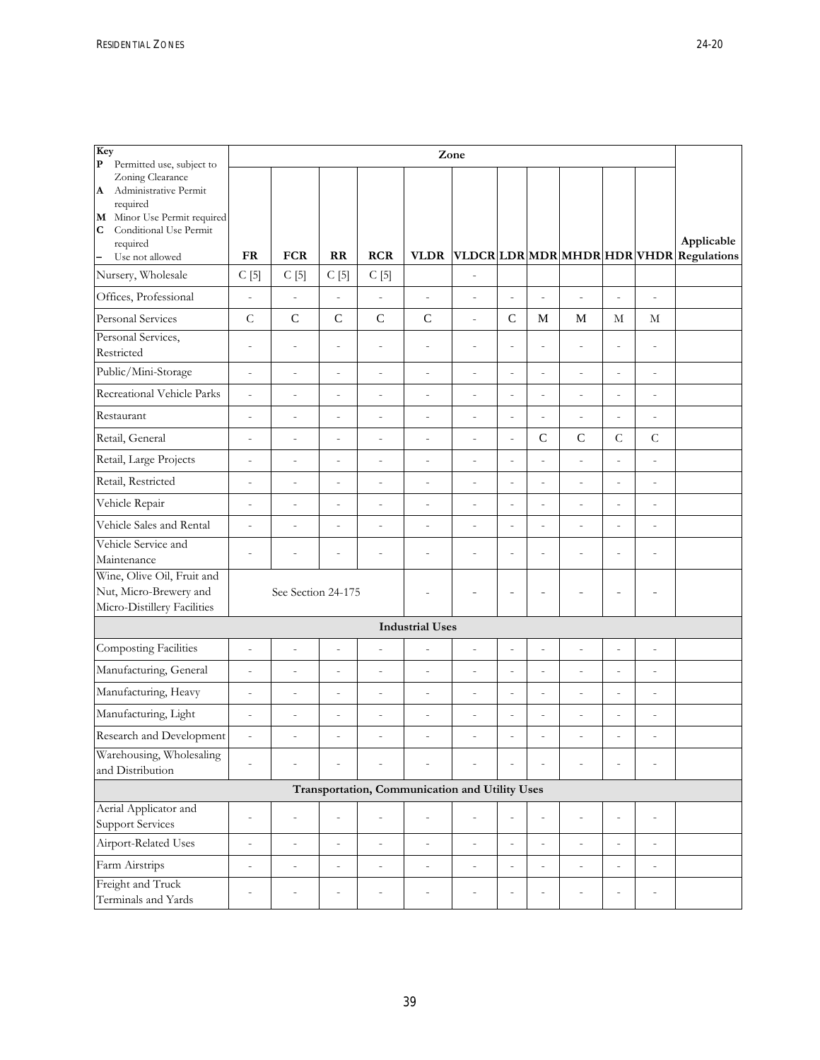| Key<br>**P** Permitted use, subject to Zoning Clearance<br>**A** Administrative Permit required<br>**M** Minor Use Permit required<br>**C** Conditional Use Permit required<br>**–** Use not allowed | Zone | | | | | | | | | | | Applicable Regulations |
|---|---|---|---|---|---|---|---|---|---|---|---|---|
| | **FR** | **FCR** | **RR** | **RCR** | **VLDR** | **VLDCR** | **LDR** | **MDR** | **MHDR** | **HDR** | **VHDR** | |
| Nursery, Wholesale | C [5] | C [5] | C [5] | C [5] | | - | | | | | | |
| Offices, Professional | - | - | - | - | - | - | - | - | - | - | - | |
| Personal Services | C | C | C | C | C | - | C | M | M | M | M | |
| Personal Services, Restricted | - | - | - | - | - | - | - | - | - | - | - | |
| Public/Mini-Storage | - | - | - | - | - | - | - | - | - | - | - | |
| Recreational Vehicle Parks | - | - | - | - | - | - | - | - | - | - | - | |
| Restaurant | - | - | - | - | - | - | - | - | - | - | - | |
| Retail, General | - | - | - | - | - | - | - | C | C | C | C | |
| Retail, Large Projects | - | - | - | - | - | - | - | - | - | - | - | |
| Retail, Restricted | - | - | - | - | - | - | - | - | - | - | - | |
| Vehicle Repair | - | - | - | - | - | - | - | - | - | - | - | |
| Vehicle Sales and Rental | - | - | - | - | - | - | - | - | - | - | - | |
| Vehicle Service and Maintenance | - | - | - | - | - | - | - | - | - | - | - | |
| Wine, Olive Oil, Fruit and Nut, Micro-Brewery and Micro-Distillery Facilities | See Section 24-175 | | | | - | - | - | - | - | - | - | |
| **Industrial Uses** | | | | | | | | | | | | |
| Composting Facilities | - | - | - | - | - | - | - | - | - | - | - | |
| Manufacturing, General | - | - | - | - | - | - | - | - | - | - | - | |
| Manufacturing, Heavy | - | - | - | - | - | - | - | - | - | - | - | |
| Manufacturing, Light | - | - | - | - | - | - | - | - | - | - | - | |
| Research and Development | - | - | - | - | - | - | - | - | - | - | - | |
| Warehousing, Wholesaling and Distribution | - | - | - | - | - | - | - | - | - | - | - | |
| **Transportation, Communication and Utility Uses** | | | | | | | | | | | | |
| Aerial Applicator and Support Services | - | - | - | - | - | - | - | - | - | - | - | |
| Airport-Related Uses | - | - | - | - | - | - | - | - | - | - | - | |
| Farm Airstrips | - | - | - | - | - | - | - | - | - | - | - | |
| Freight and Truck Terminals and Yards | - | - | - | - | - | - | - | - | - | - | - | |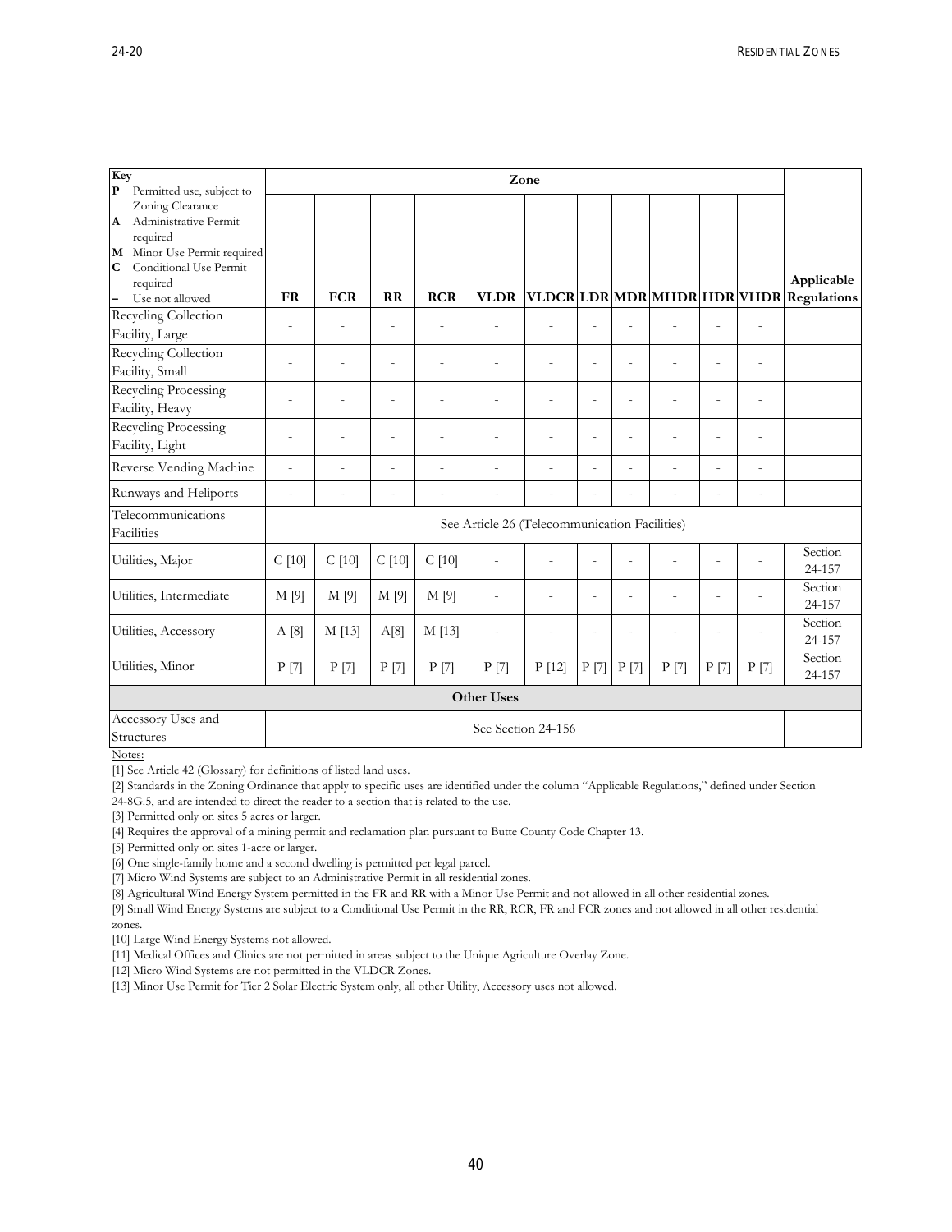| Key<br>P Permitted use, subject to Zoning Clearance<br>A Administrative Permit required<br>M Minor Use Permit required<br>C Conditional Use Permit required<br>– Use not allowed | Zone | | | | | | | | | | | Applicable Regulations |
|---|---|---|---|---|---|---|---|---|---|---|---|---|
| | FR | FCR | RR | RCR | VLDR | VLDCR | LDR | MDR | MHDR | HDR | VHDR | |
| Recycling Collection Facility, Large | - | - | - | - | - | - | - | - | - | - | - | |
| Recycling Collection Facility, Small | - | - | - | - | - | - | - | - | - | - | - | |
| Recycling Processing Facility, Heavy | - | - | - | - | - | - | - | - | - | - | - | |
| Recycling Processing Facility, Light | - | - | - | - | - | - | - | - | - | - | - | |
| Reverse Vending Machine | - | - | - | - | - | - | - | - | - | - | - | |
| Runways and Heliports | - | - | - | - | - | - | - | - | - | - | - | |
| Telecommunications Facilities | See Article 26 (Telecommunication Facilities) | | | | | | | | | | | |
| Utilities, Major | C [10] | C [10] | C [10] | C [10] | - | - | - | - | - | - | - | Section 24-157 |
| Utilities, Intermediate | M [9] | M [9] | M [9] | M [9] | - | - | - | - | - | - | - | Section 24-157 |
| Utilities, Accessory | A [8] | M [13] | A[8] | M [13] | - | - | - | - | - | - | - | Section 24-157 |
| Utilities, Minor | P [7] | P [7] | P [7] | P [7] | P [7] | P [12] | P [7] | P [7] | P [7] | P [7] | P [7] | Section 24-157 |
| **Other Uses** | | | | | | | | | | | | |
| Accessory Uses and Structures | See Section 24-156 | | | | | | | | | | | |

Notes:

[1] See Article 42 (Glossary) for definitions of listed land uses.

[2] Standards in the Zoning Ordinance that apply to specific uses are identified under the column "Applicable Regulations," defined under Section 24-8G.5, and are intended to direct the reader to a section that is related to the use.

[3] Permitted only on sites 5 acres or larger.

[4] Requires the approval of a mining permit and reclamation plan pursuant to Butte County Code Chapter 13.

[5] Permitted only on sites 1-acre or larger.

[6] One single-family home and a second dwelling is permitted per legal parcel.

[7] Micro Wind Systems are subject to an Administrative Permit in all residential zones.

[8] Agricultural Wind Energy System permitted in the FR and RR with a Minor Use Permit and not allowed in all other residential zones.

[9] Small Wind Energy Systems are subject to a Conditional Use Permit in the RR, RCR, FR and FCR zones and not allowed in all other residential zones.

[10] Large Wind Energy Systems not allowed.

[11] Medical Offices and Clinics are not permitted in areas subject to the Unique Agriculture Overlay Zone.

[12] Micro Wind Systems are not permitted in the VLDCR Zones.

[13] Minor Use Permit for Tier 2 Solar Electric System only, all other Utility, Accessory uses not allowed.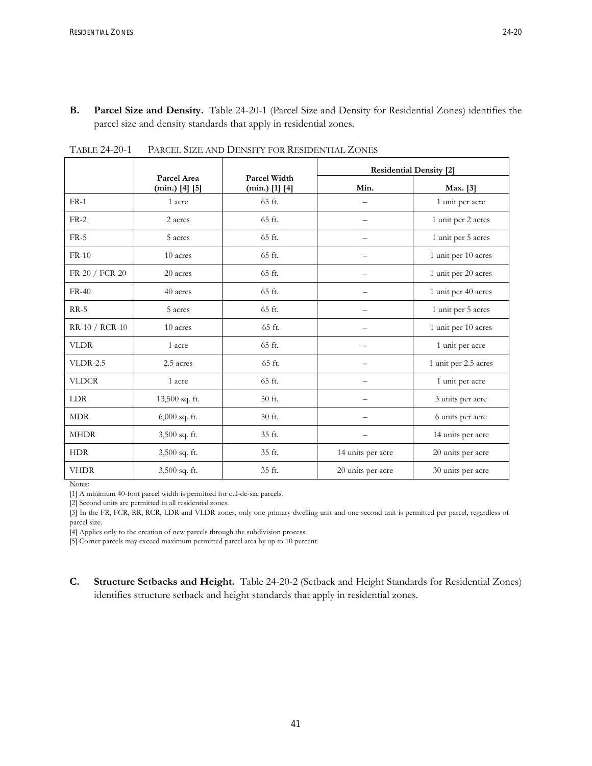**B. Parcel Size and Density.** Table 24-20-1 (Parcel Size and Density for Residential Zones) identifies the parcel size and density standards that apply in residential zones.

TABLE 24-20-1 PARCEL SIZE AND DENSITY FOR RESIDENTIAL ZONES

| | Parcel Area (min.) [4] [5] | Parcel Width (min.) [1] [4] | Residential Density [2] | |
|---|---|---|---|---|
| | | | Min. | Max. [3] |
| FR-1 | 1 acre | 65 ft. | – | 1 unit per acre |
| FR-2 | 2 acres | 65 ft. | – | 1 unit per 2 acres |
| FR-5 | 5 acres | 65 ft. | – | 1 unit per 5 acres |
| FR-10 | 10 acres | 65 ft. | – | 1 unit per 10 acres |
| FR-20 / FCR-20 | 20 acres | 65 ft. | – | 1 unit per 20 acres |
| FR-40 | 40 acres | 65 ft. | – | 1 unit per 40 acres |
| RR-5 | 5 acres | 65 ft. | – | 1 unit per 5 acres |
| RR-10 / RCR-10 | 10 acres | 65 ft. | – | 1 unit per 10 acres |
| VLDR | 1 acre | 65 ft. | – | 1 unit per acre |
| VLDR-2.5 | 2.5 acres | 65 ft. | – | 1 unit per 2.5 acres |
| VLDCR | 1 acre | 65 ft. | – | 1 unit per acre |
| LDR | 13,500 sq. ft. | 50 ft. | – | 3 units per acre |
| MDR | 6,000 sq. ft. | 50 ft. | – | 6 units per acre |
| MHDR | 3,500 sq. ft. | 35 ft. | – | 14 units per acre |
| HDR | 3,500 sq. ft. | 35 ft. | 14 units per acre | 20 units per acre |
| VHDR | 3,500 sq. ft. | 35 ft. | 20 units per acre | 30 units per acre |

Notes:

[1] A minimum 40-foot parcel width is permitted for cul-de-sac parcels.

[2] Second units are permitted in all residential zones.

[3] In the FR, FCR, RR, RCR, LDR and VLDR zones, only one primary dwelling unit and one second unit is permitted per parcel, regardless of parcel size.

[4] Applies only to the creation of new parcels through the subdivision process.

[5] Corner parcels may exceed maximum permitted parcel area by up to 10 percent.

**C. Structure Setbacks and Height.** Table 24-20-2 (Setback and Height Standards for Residential Zones) identifies structure setback and height standards that apply in residential zones.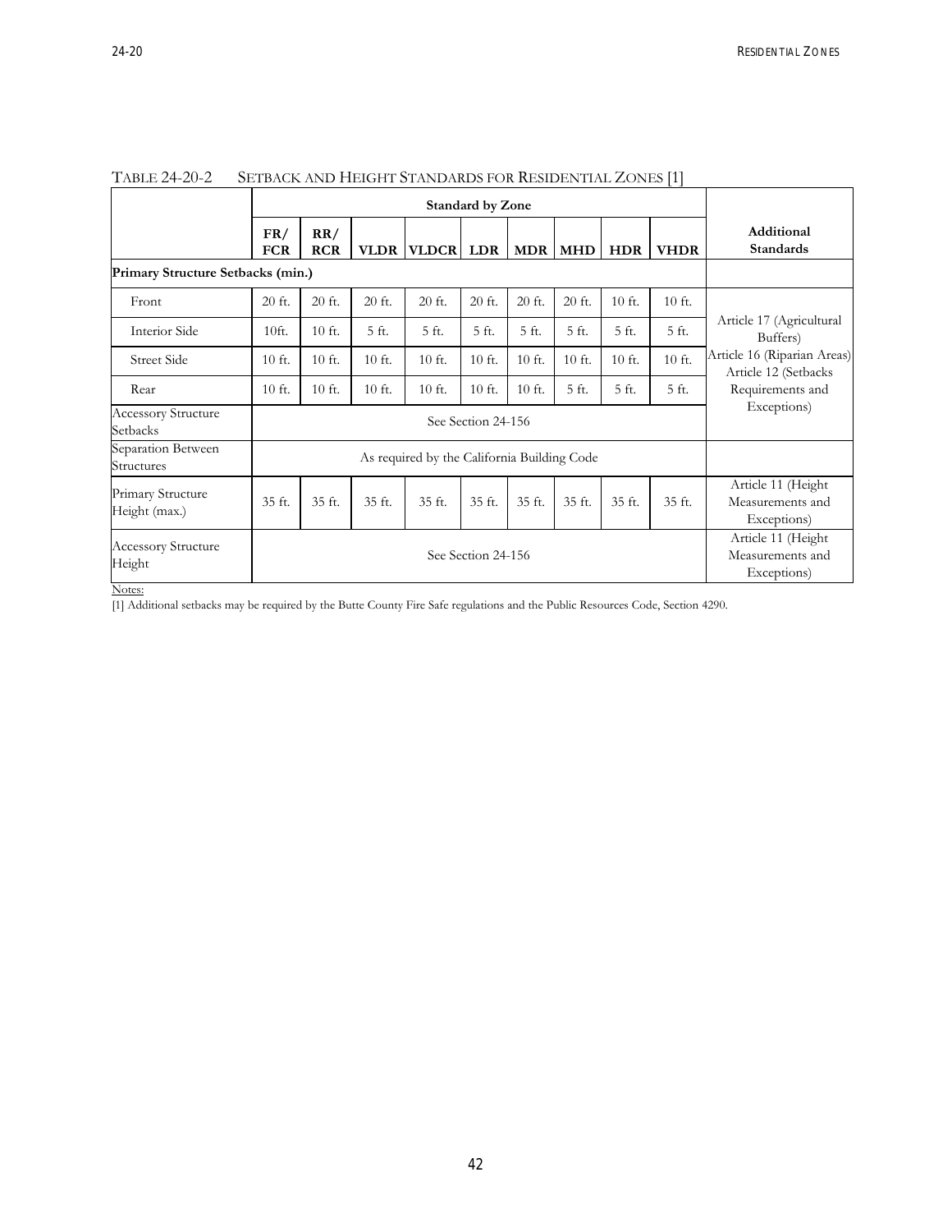TABLE 24-20-2 SETBACK AND HEIGHT STANDARDS FOR RESIDENTIAL ZONES [1]

| | Standard by Zone | | | | | | | | | Additional Standards |
|---|---|---|---|---|---|---|---|---|---|---|
| | FR/ FCR | RR/ RCR | VLDR | VLDCR | LDR | MDR | MHD | HDR | VHDR | |
| **Primary Structure Setbacks (min.)** | | | | | | | | | | |
| Front | 20 ft. | 20 ft. | 20 ft. | 20 ft. | 20 ft. | 20 ft. | 20 ft. | 10 ft. | 10 ft. | Article 17 (Agricultural Buffers) Article 16 (Riparian Areas) Article 12 (Setbacks Requirements and Exceptions) |
| Interior Side | 10ft. | 10 ft. | 5 ft. | 5 ft. | 5 ft. | 5 ft. | 5 ft. | 5 ft. | 5 ft. | |
| Street Side | 10 ft. | 10 ft. | 10 ft. | 10 ft. | 10 ft. | 10 ft. | 10 ft. | 10 ft. | 10 ft. | |
| Rear | 10 ft. | 10 ft. | 10 ft. | 10 ft. | 10 ft. | 10 ft. | 5 ft. | 5 ft. | 5 ft. | |
| Accessory Structure Setbacks | See Section 24-156 | | | | | | | | | |
| Separation Between Structures | As required by the California Building Code | | | | | | | | | |
| Primary Structure Height (max.) | 35 ft. | 35 ft. | 35 ft. | 35 ft. | 35 ft. | 35 ft. | 35 ft. | 35 ft. | 35 ft. | Article 11 (Height Measurements and Exceptions) |
| Accessory Structure Height | See Section 24-156 | | | | | | | | | Article 11 (Height Measurements and Exceptions) |

Notes:

[1] Additional setbacks may be required by the Butte County Fire Safe regulations and the Public Resources Code, Section 4290.